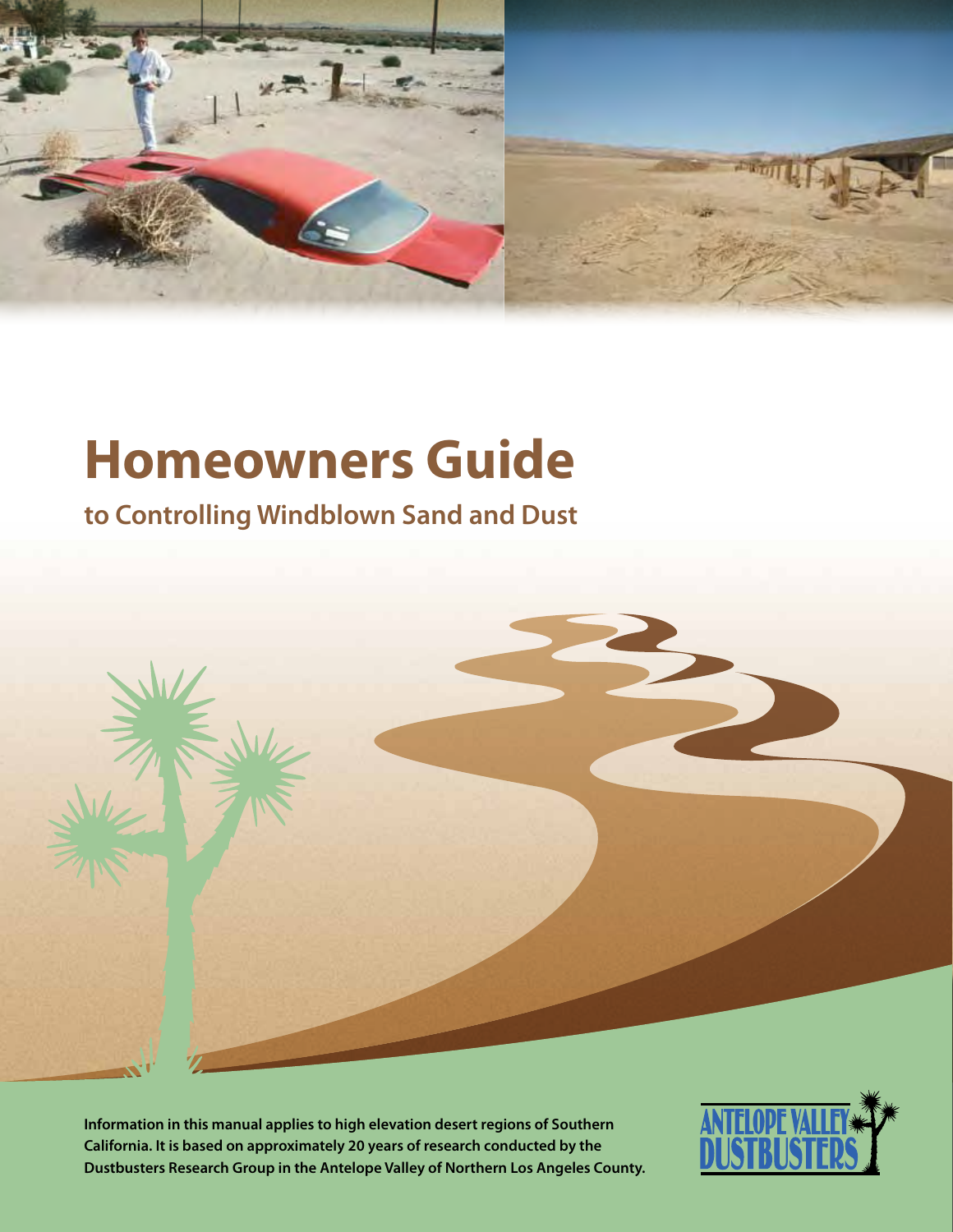# Homeowners Guide

## to Controlling Windblown Sand and Dust

**Information in this manual applies to high elevation desert regions of Southern California. It is based on approximately 20 years of research conducted by the Dustbusters Research Group in the Antelope Valley of Northern Los Angeles County.**

ANTELOPE VALLEY DUSTBUSTERS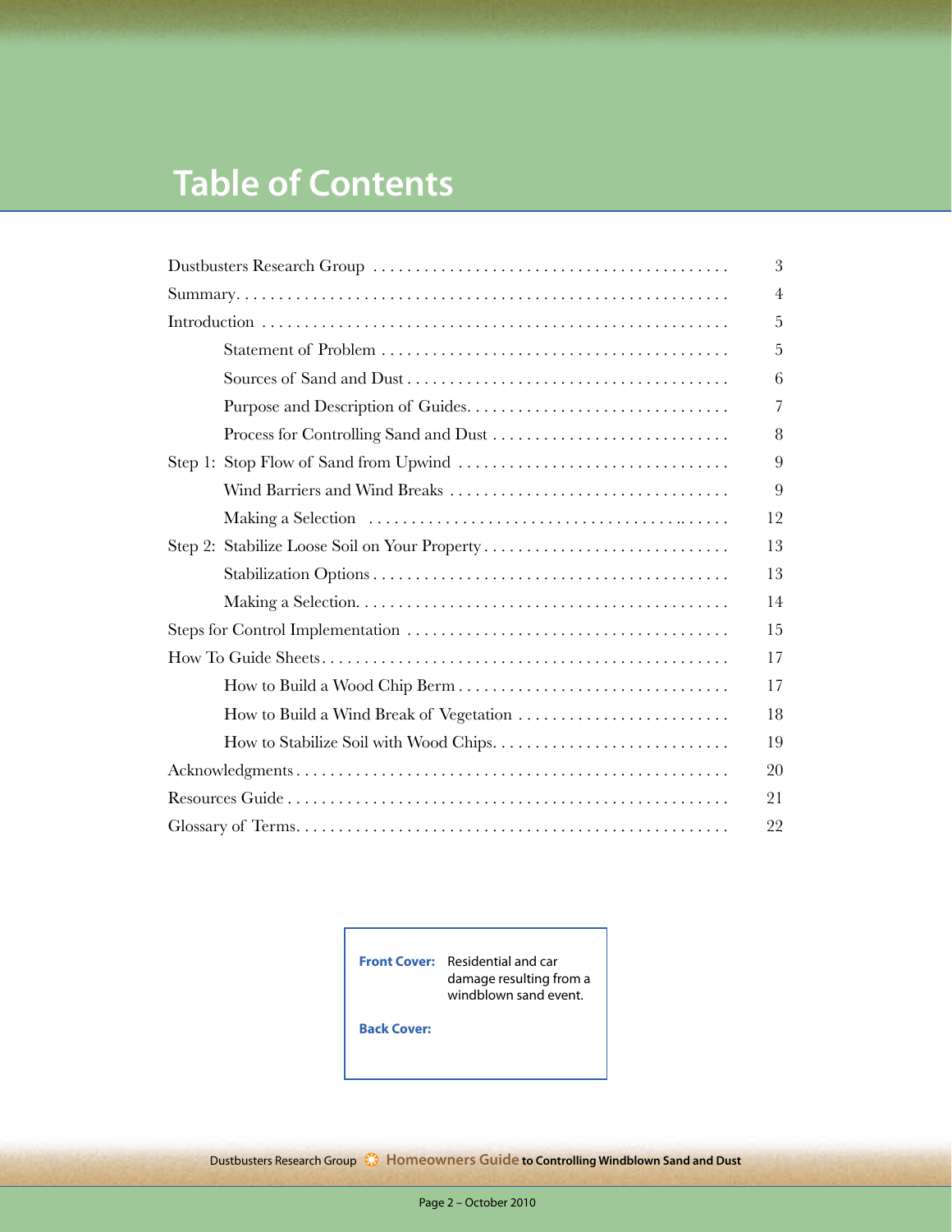# Table of Contents

| | |
|---|---|
| Dustbusters Research Group | 3 |
| Summary | 4 |
| Introduction | 5 |
| Statement of Problem | 5 |
| Sources of Sand and Dust | 6 |
| Purpose and Description of Guides | 7 |
| Process for Controlling Sand and Dust | 8 |
| Step 1: Stop Flow of Sand from Upwind | 9 |
| Wind Barriers and Wind Breaks | 9 |
| Making a Selection | 12 |
| Step 2: Stabilize Loose Soil on Your Property | 13 |
| Stabilization Options | 13 |
| Making a Selection | 14 |
| Steps for Control Implementation | 15 |
| How To Guide Sheets | 17 |
| How to Build a Wood Chip Berm | 17 |
| How to Build a Wind Break of Vegetation | 18 |
| How to Stabilize Soil with Wood Chips | 19 |
| Acknowledgments | 20 |
| Resources Guide | 21 |
| Glossary of Terms | 22 |

**Front Cover:** Residential and car damage resulting from a windblown sand event.

**Back Cover:**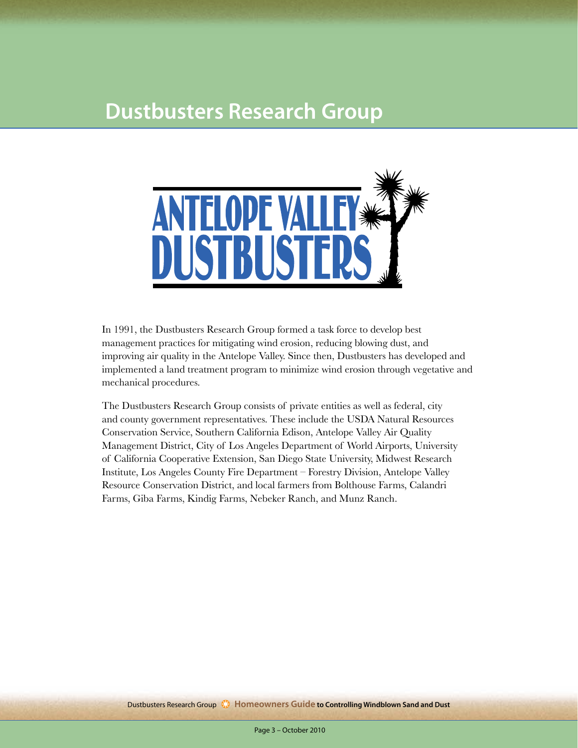# Dustbusters Research Group

ANTELOPE VALLEY DUSTBUSTERS

In 1991, the Dustbusters Research Group formed a task force to develop best management practices for mitigating wind erosion, reducing blowing dust, and improving air quality in the Antelope Valley. Since then, Dustbusters has developed and implemented a land treatment program to minimize wind erosion through vegetative and mechanical procedures.

The Dustbusters Research Group consists of private entities as well as federal, city and county government representatives. These include the USDA Natural Resources Conservation Service, Southern California Edison, Antelope Valley Air Quality Management District, City of Los Angeles Department of World Airports, University of California Cooperative Extension, San Diego State University, Midwest Research Institute, Los Angeles County Fire Department – Forestry Division, Antelope Valley Resource Conservation District, and local farmers from Bolthouse Farms, Calandri Farms, Giba Farms, Kindig Farms, Nebeker Ranch, and Munz Ranch.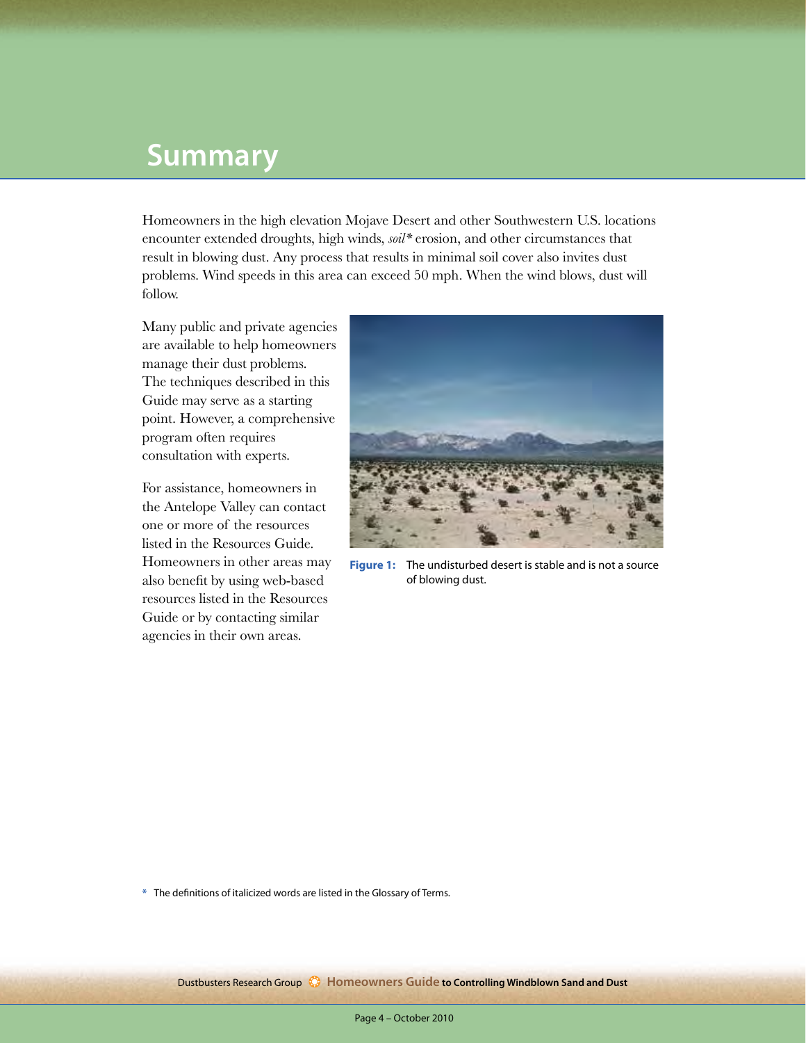# Summary

Homeowners in the high elevation Mojave Desert and other Southwestern U.S. locations encounter extended droughts, high winds, *soil** erosion, and other circumstances that result in blowing dust. Any process that results in minimal soil cover also invites dust problems. Wind speeds in this area can exceed 50 mph. When the wind blows, dust will follow.

Many public and private agencies are available to help homeowners manage their dust problems. The techniques described in this Guide may serve as a starting point. However, a comprehensive program often requires consultation with experts.

For assistance, homeowners in the Antelope Valley can contact one or more of the resources listed in the Resources Guide. Homeowners in other areas may also benefit by using web-based resources listed in the Resources Guide or by contacting similar agencies in their own areas.

**Figure 1:** The undisturbed desert is stable and is not a source of blowing dust.

* The definitions of italicized words are listed in the Glossary of Terms.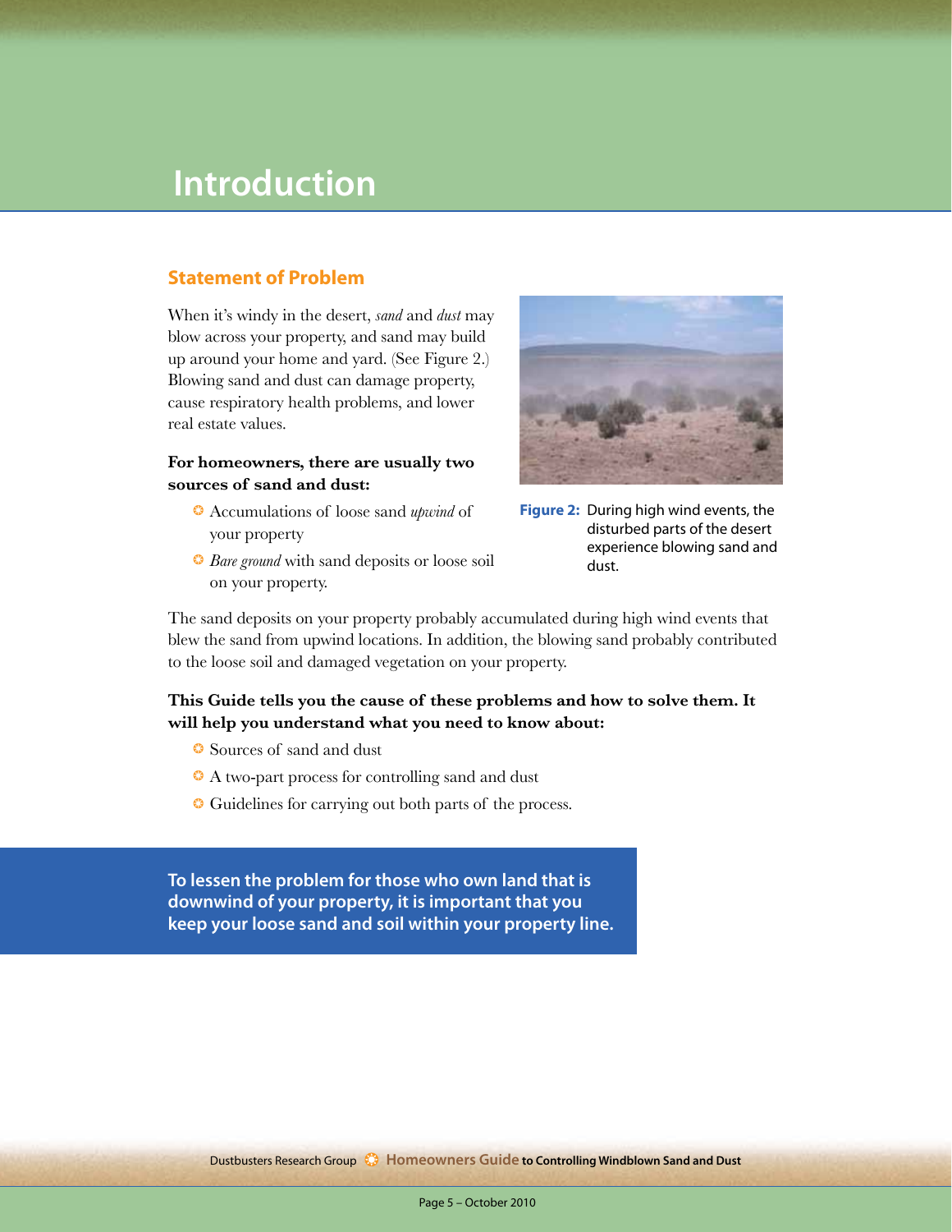# Introduction

## Statement of Problem

When it's windy in the desert, *sand* and *dust* may blow across your property, and sand may build up around your home and yard. (See Figure 2.) Blowing sand and dust can damage property, cause respiratory health problems, and lower real estate values.

**For homeowners, there are usually two sources of sand and dust:**

- Accumulations of loose sand *upwind* of your property
- *Bare ground* with sand deposits or loose soil on your property.

**Figure 2:** During high wind events, the disturbed parts of the desert experience blowing sand and dust.

The sand deposits on your property probably accumulated during high wind events that blew the sand from upwind locations. In addition, the blowing sand probably contributed to the loose soil and damaged vegetation on your property.

**This Guide tells you the cause of these problems and how to solve them. It will help you understand what you need to know about:**

- Sources of sand and dust
- A two-part process for controlling sand and dust
- Guidelines for carrying out both parts of the process.

**To lessen the problem for those who own land that is downwind of your property, it is important that you keep your loose sand and soil within your property line.**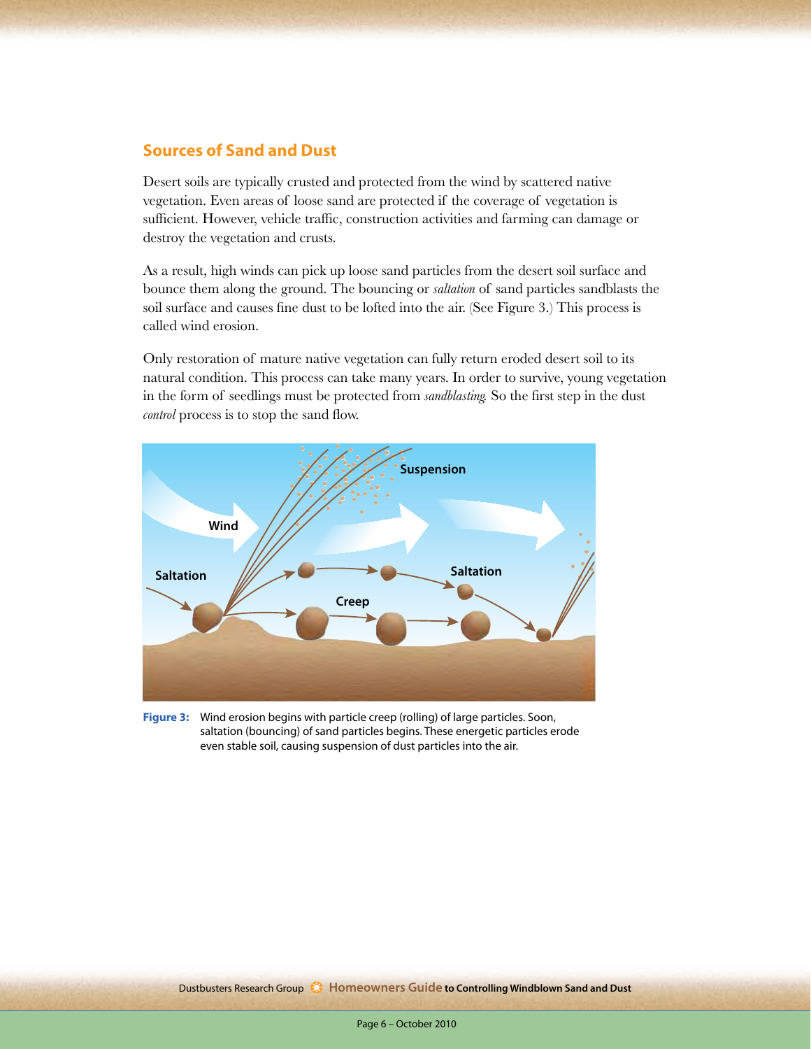## Sources of Sand and Dust

Desert soils are typically crusted and protected from the wind by scattered native vegetation. Even areas of loose sand are protected if the coverage of vegetation is sufficient. However, vehicle traffic, construction activities and farming can damage or destroy the vegetation and crusts.

As a result, high winds can pick up loose sand particles from the desert soil surface and bounce them along the ground. The bouncing or *saltation* of sand particles sandblasts the soil surface and causes fine dust to be lofted into the air. (See Figure 3.) This process is called wind erosion.

Only restoration of mature native vegetation can fully return eroded desert soil to its natural condition. This process can take many years. In order to survive, young vegetation in the form of seedlings must be protected from *sandblasting*. So the first step in the *dust control* process is to stop the sand flow.

**Figure 3:** Wind erosion begins with particle creep (rolling) of large particles. Soon, saltation (bouncing) of sand particles begins. These energetic particles erode even stable soil, causing suspension of dust particles into the air.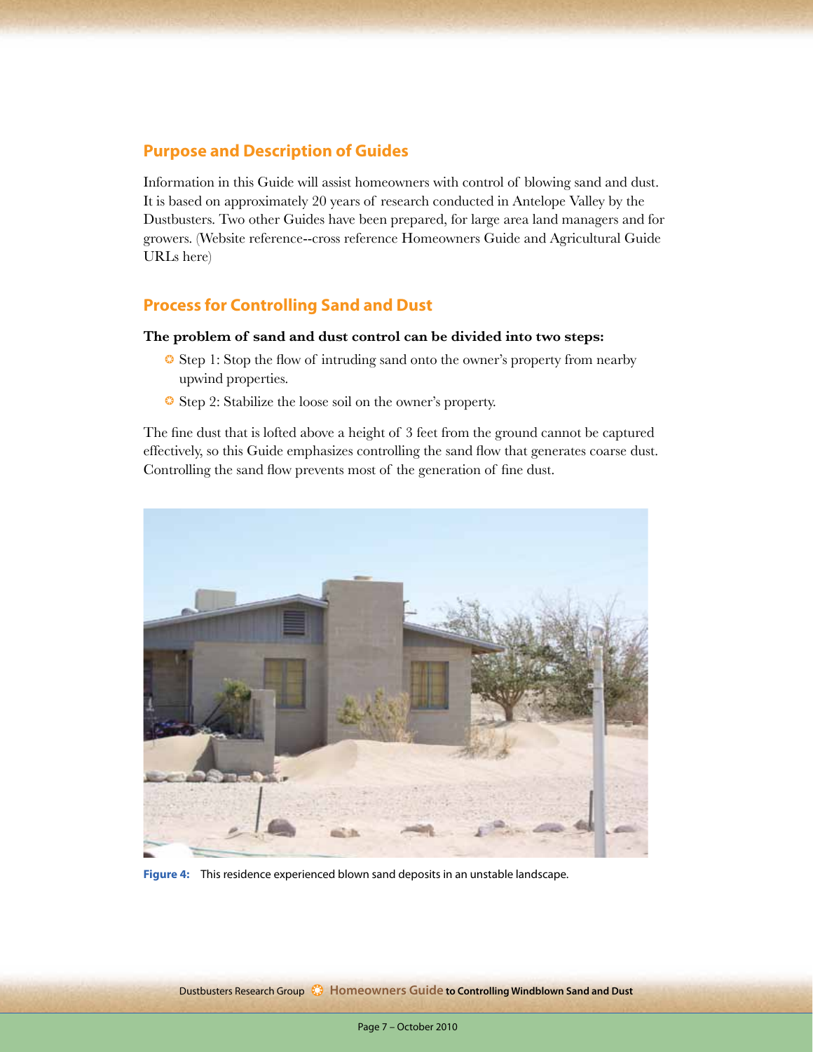## Purpose and Description of Guides

Information in this Guide will assist homeowners with control of blowing sand and dust. It is based on approximately 20 years of research conducted in Antelope Valley by the Dustbusters. Two other Guides have been prepared, for large area land managers and for growers. (Website reference--cross reference Homeowners Guide and Agricultural Guide URLs here)

## Process for Controlling Sand and Dust

**The problem of sand and dust control can be divided into two steps:**

- Step 1: Stop the flow of intruding sand onto the owner's property from nearby upwind properties.
- Step 2: Stabilize the loose soil on the owner's property.

The fine dust that is lofted above a height of 3 feet from the ground cannot be captured effectively, so this Guide emphasizes controlling the sand flow that generates coarse dust. Controlling the sand flow prevents most of the generation of fine dust.

**Figure 4:** This residence experienced blown sand deposits in an unstable landscape.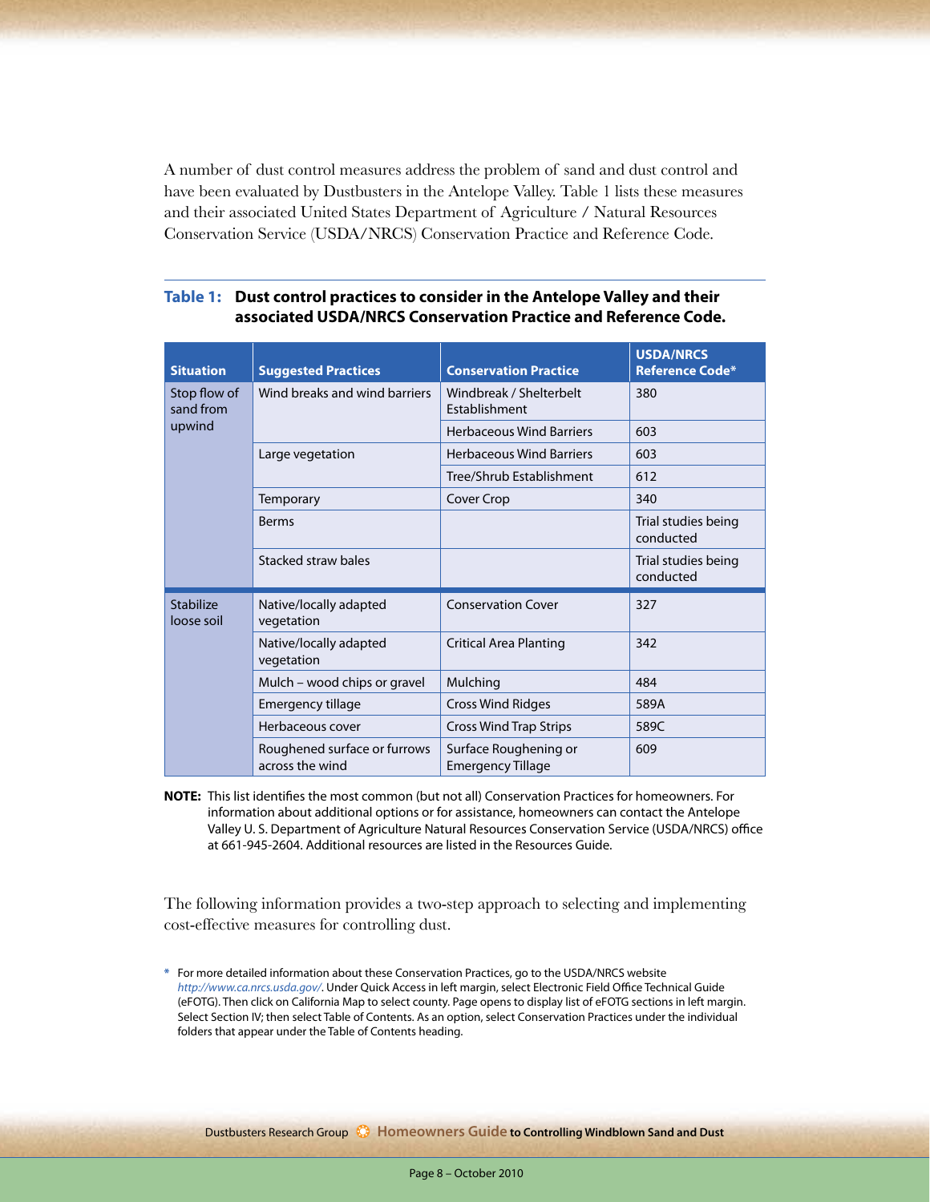A number of dust control measures address the problem of sand and dust control and have been evaluated by Dustbusters in the Antelope Valley. Table 1 lists these measures and their associated United States Department of Agriculture / Natural Resources Conservation Service (USDA/NRCS) Conservation Practice and Reference Code.

**Table 1: Dust control practices to consider in the Antelope Valley and their associated USDA/NRCS Conservation Practice and Reference Code.**

| Situation | Suggested Practices | Conservation Practice | USDA/NRCS Reference Code* |
|---|---|---|---|
| Stop flow of sand from upwind | Wind breaks and wind barriers | Windbreak / Shelterbelt Establishment | 380 |
| | | Herbaceous Wind Barriers | 603 |
| | Large vegetation | Herbaceous Wind Barriers | 603 |
| | | Tree/Shrub Establishment | 612 |
| | Temporary | Cover Crop | 340 |
| | Berms | | Trial studies being conducted |
| | Stacked straw bales | | Trial studies being conducted |
| Stabilize loose soil | Native/locally adapted vegetation | Conservation Cover | 327 |
| | Native/locally adapted vegetation | Critical Area Planting | 342 |
| | Mulch – wood chips or gravel | Mulching | 484 |
| | Emergency tillage | Cross Wind Ridges | 589A |
| | Herbaceous cover | Cross Wind Trap Strips | 589C |
| | Roughened surface or furrows across the wind | Surface Roughening or Emergency Tillage | 609 |

**NOTE:** This list identifies the most common (but not all) Conservation Practices for homeowners. For information about additional options or for assistance, homeowners can contact the Antelope Valley U. S. Department of Agriculture Natural Resources Conservation Service (USDA/NRCS) office at 661-945-2604. Additional resources are listed in the Resources Guide.

The following information provides a two-step approach to selecting and implementing cost-effective measures for controlling dust.

* For more detailed information about these Conservation Practices, go to the USDA/NRCS website *http://www.ca.nrcs.usda.gov/*. Under Quick Access in left margin, select Electronic Field Office Technical Guide (eFOTG). Then click on California Map to select county. Page opens to display list of eFOTG sections in left margin. Select Section IV; then select Table of Contents. As an option, select Conservation Practices under the individual folders that appear under the Table of Contents heading.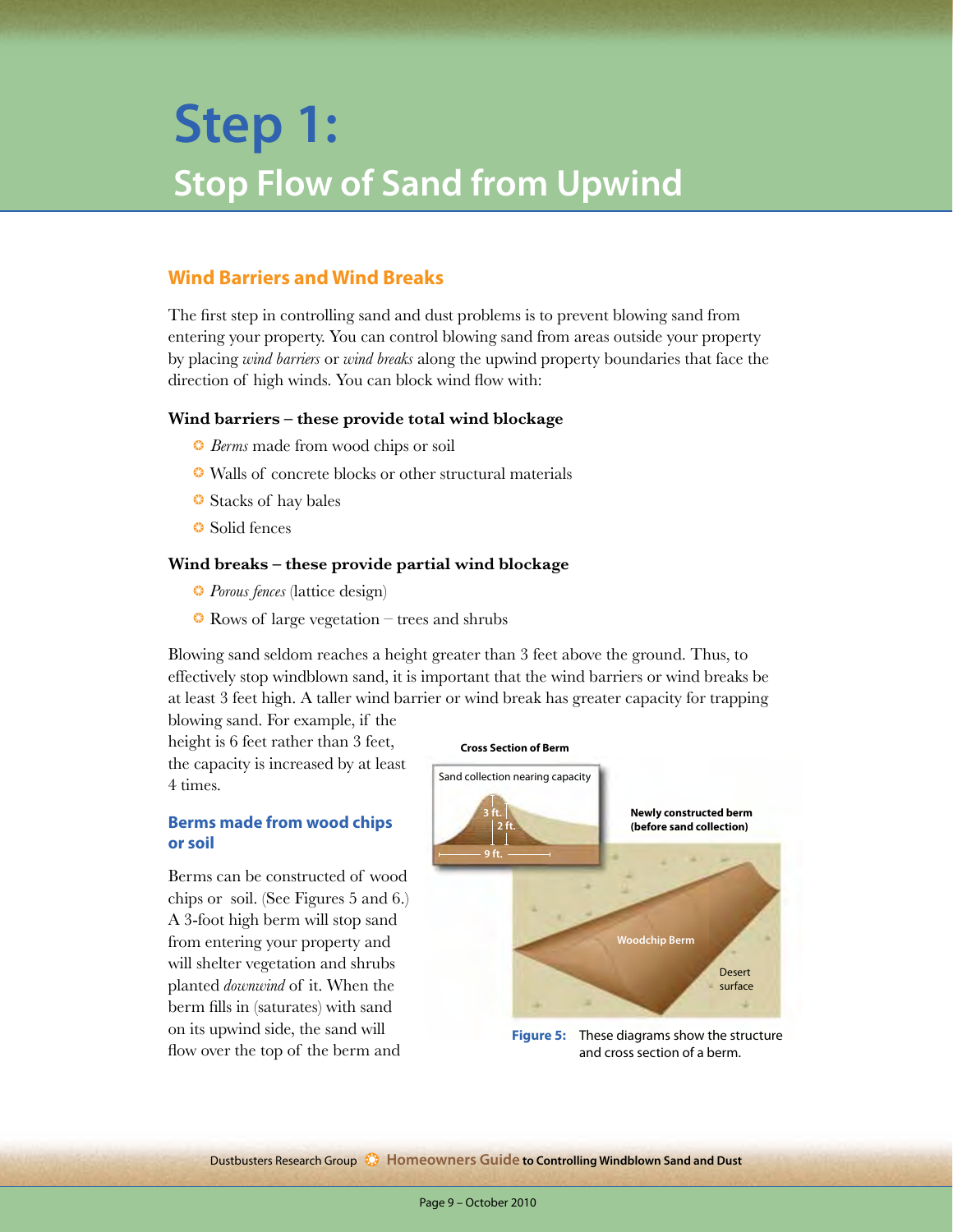# Step 1:

## Stop Flow of Sand from Upwind

### Wind Barriers and Wind Breaks

The first step in controlling sand and dust problems is to prevent blowing sand from entering your property. You can control blowing sand from areas outside your property by placing *wind barriers* or *wind breaks* along the upwind property boundaries that face the direction of high winds. You can block wind flow with:

**Wind barriers – these provide total wind blockage**

- *Berms* made from wood chips or soil
- Walls of concrete blocks or other structural materials
- Stacks of hay bales
- Solid fences

**Wind breaks – these provide partial wind blockage**

- *Porous fences* (lattice design)
- Rows of large vegetation – trees and shrubs

Blowing sand seldom reaches a height greater than 3 feet above the ground. Thus, to effectively stop windblown sand, it is important that the wind barriers or wind breaks be at least 3 feet high. A taller wind barrier or wind break has greater capacity for trapping blowing sand. For example, if the height is 6 feet rather than 3 feet, the capacity is increased by at least 4 times.

### Berms made from wood chips or soil

Berms can be constructed of wood chips or soil. (See Figures 5 and 6.) A 3-foot high berm will stop sand from entering your property and will shelter vegetation and shrubs planted *downwind* of it. When the berm fills in (saturates) with sand on its upwind side, the sand will flow over the top of the berm and

**Figure 5:** These diagrams show the structure and cross section of a berm.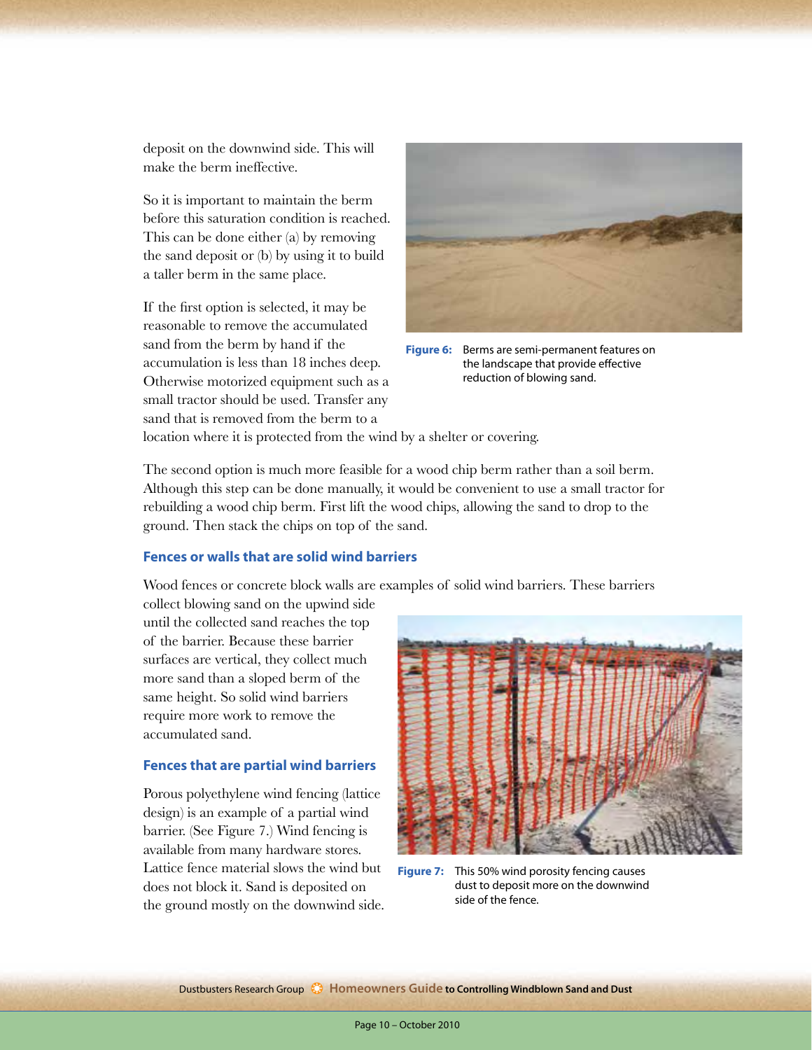deposit on the downwind side. This will make the berm ineffective.

So it is important to maintain the berm before this saturation condition is reached. This can be done either (a) by removing the sand deposit or (b) by using it to build a taller berm in the same place.

If the first option is selected, it may be reasonable to remove the accumulated sand from the berm by hand if the accumulation is less than 18 inches deep. Otherwise motorized equipment such as a small tractor should be used. Transfer any sand that is removed from the berm to a location where it is protected from the wind by a shelter or covering.

**Figure 6:** Berms are semi-permanent features on the landscape that provide effective reduction of blowing sand.

The second option is much more feasible for a wood chip berm rather than a soil berm. Although this step can be done manually, it would be convenient to use a small tractor for rebuilding a wood chip berm. First lift the wood chips, allowing the sand to drop to the ground. Then stack the chips on top of the sand.

### Fences or walls that are solid wind barriers

Wood fences or concrete block walls are examples of solid wind barriers. These barriers collect blowing sand on the upwind side until the collected sand reaches the top of the barrier. Because these barrier surfaces are vertical, they collect much more sand than a sloped berm of the same height. So solid wind barriers require more work to remove the accumulated sand.

### Fences that are partial wind barriers

Porous polyethylene wind fencing (lattice design) is an example of a partial wind barrier. (See Figure 7.) Wind fencing is available from many hardware stores. Lattice fence material slows the wind but does not block it. Sand is deposited on the ground mostly on the downwind side.

**Figure 7:** This 50% wind porosity fencing causes dust to deposit more on the downwind side of the fence.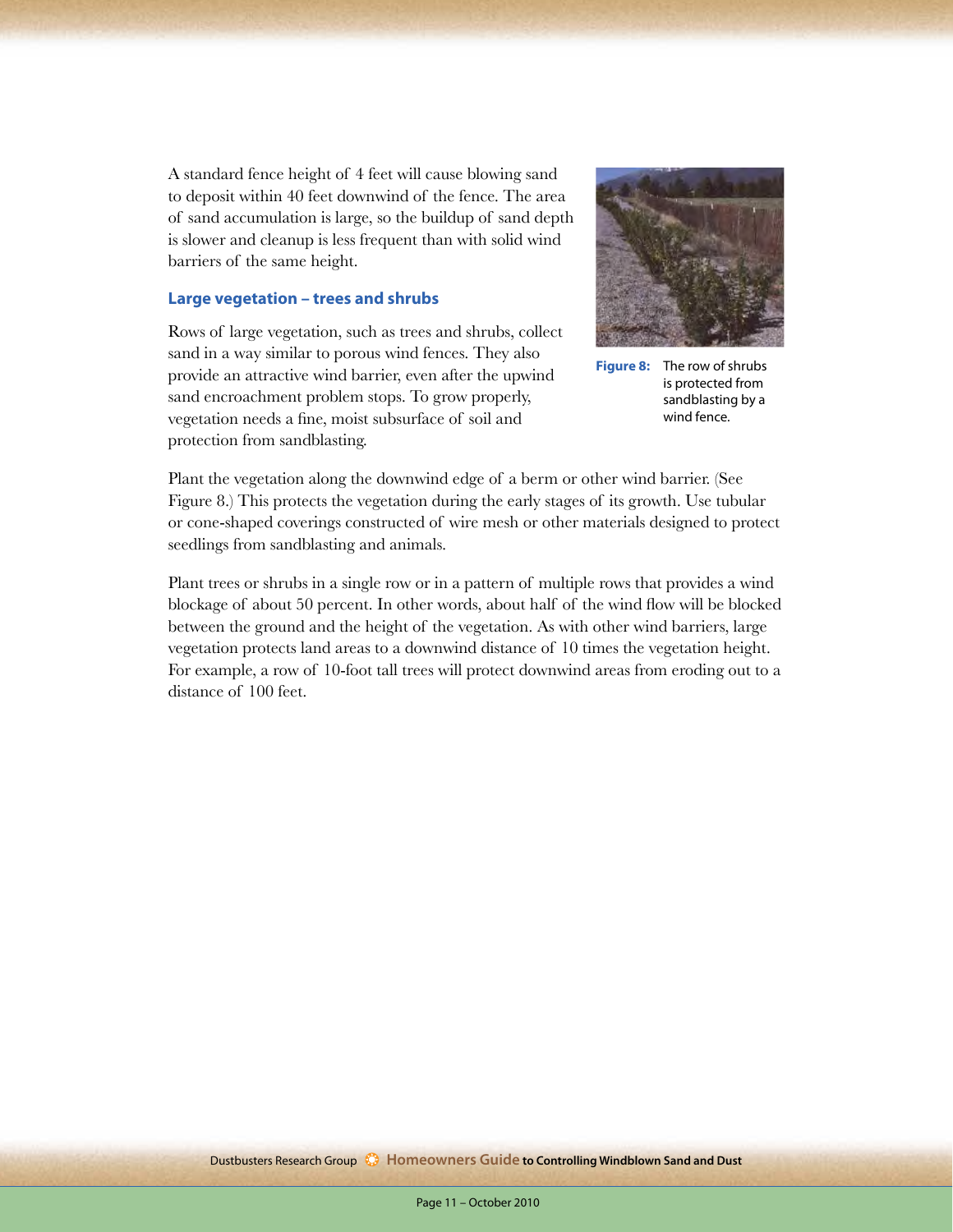A standard fence height of 4 feet will cause blowing sand to deposit within 40 feet downwind of the fence. The area of sand accumulation is large, so the buildup of sand depth is slower and cleanup is less frequent than with solid wind barriers of the same height.

### Large vegetation – trees and shrubs

Rows of large vegetation, such as trees and shrubs, collect sand in a way similar to porous wind fences. They also provide an attractive wind barrier, even after the upwind sand encroachment problem stops. To grow properly, vegetation needs a fine, moist subsurface of soil and protection from sandblasting.

**Figure 8:** The row of shrubs is protected from sandblasting by a wind fence.

Plant the vegetation along the downwind edge of a berm or other wind barrier. (See Figure 8.) This protects the vegetation during the early stages of its growth. Use tubular or cone-shaped coverings constructed of wire mesh or other materials designed to protect seedlings from sandblasting and animals.

Plant trees or shrubs in a single row or in a pattern of multiple rows that provides a wind blockage of about 50 percent. In other words, about half of the wind flow will be blocked between the ground and the height of the vegetation. As with other wind barriers, large vegetation protects land areas to a downwind distance of 10 times the vegetation height. For example, a row of 10-foot tall trees will protect downwind areas from eroding out to a distance of 100 feet.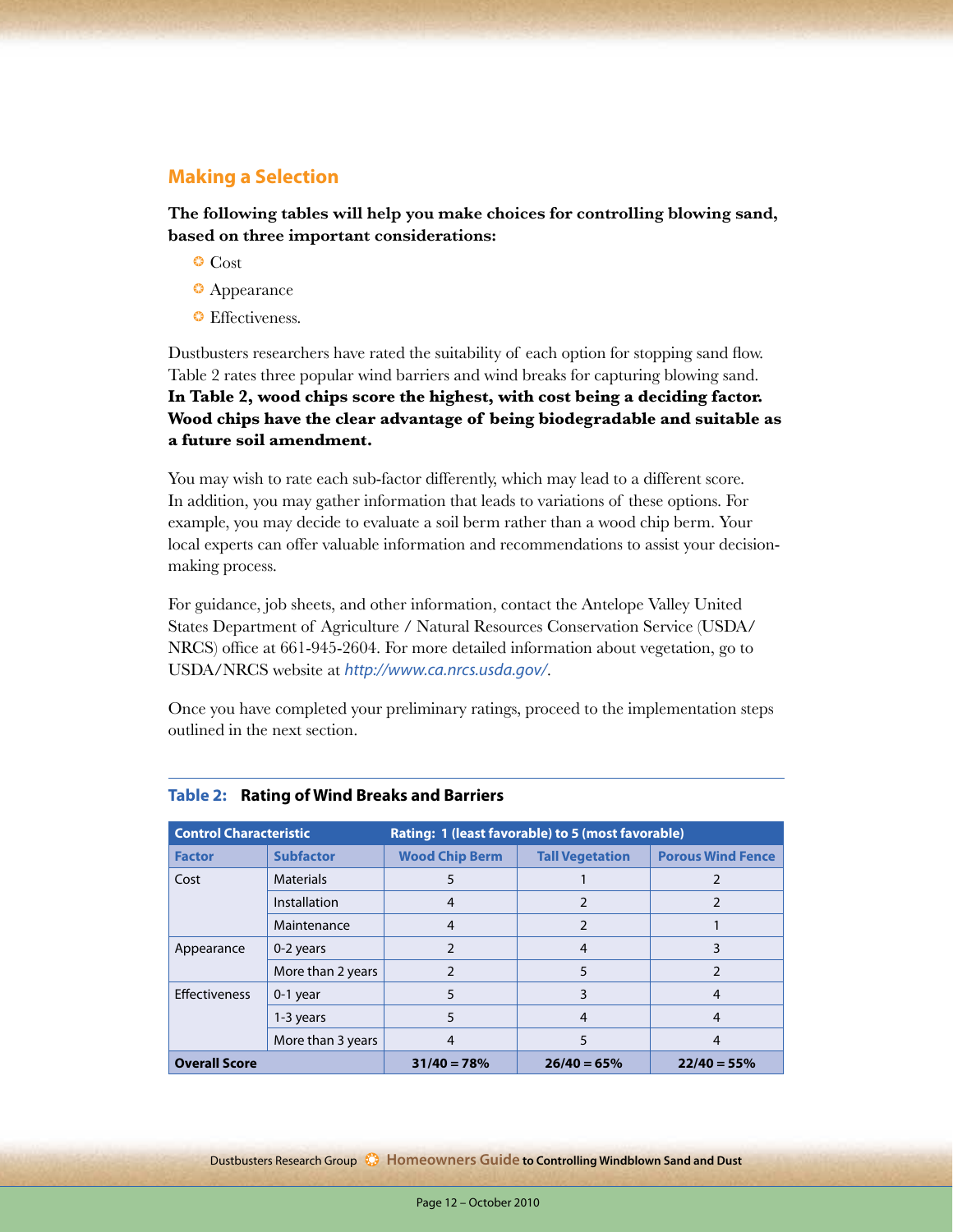## Making a Selection

**The following tables will help you make choices for controlling blowing sand, based on three important considerations:**

- Cost
- Appearance
- Effectiveness.

Dustbusters researchers have rated the suitability of each option for stopping sand flow. Table 2 rates three popular wind barriers and wind breaks for capturing blowing sand. **In Table 2, wood chips score the highest, with cost being a deciding factor. Wood chips have the clear advantage of being biodegradable and suitable as a future soil amendment.**

You may wish to rate each sub-factor differently, which may lead to a different score. In addition, you may gather information that leads to variations of these options. For example, you may decide to evaluate a soil berm rather than a wood chip berm. Your local experts can offer valuable information and recommendations to assist your decision-making process.

For guidance, job sheets, and other information, contact the Antelope Valley United States Department of Agriculture / Natural Resources Conservation Service (USDA/NRCS) office at 661-945-2604. For more detailed information about vegetation, go to USDA/NRCS website at *http://www.ca.nrcs.usda.gov/*.

Once you have completed your preliminary ratings, proceed to the implementation steps outlined in the next section.

**Table 2: Rating of Wind Breaks and Barriers**

| Control Characteristic | | Rating: 1 (least favorable) to 5 (most favorable) | | |
|---|---|---|---|---|
| **Factor** | **Subfactor** | **Wood Chip Berm** | **Tall Vegetation** | **Porous Wind Fence** |
| Cost | Materials | 5 | 1 | 2 |
| | Installation | 4 | 2 | 2 |
| | Maintenance | 4 | 2 | 1 |
| Appearance | 0-2 years | 2 | 4 | 3 |
| | More than 2 years | 2 | 5 | 2 |
| Effectiveness | 0-1 year | 5 | 3 | 4 |
| | 1-3 years | 5 | 4 | 4 |
| | More than 3 years | 4 | 5 | 4 |
| **Overall Score** | | **31/40 = 78%** | **26/40 = 65%** | **22/40 = 55%** |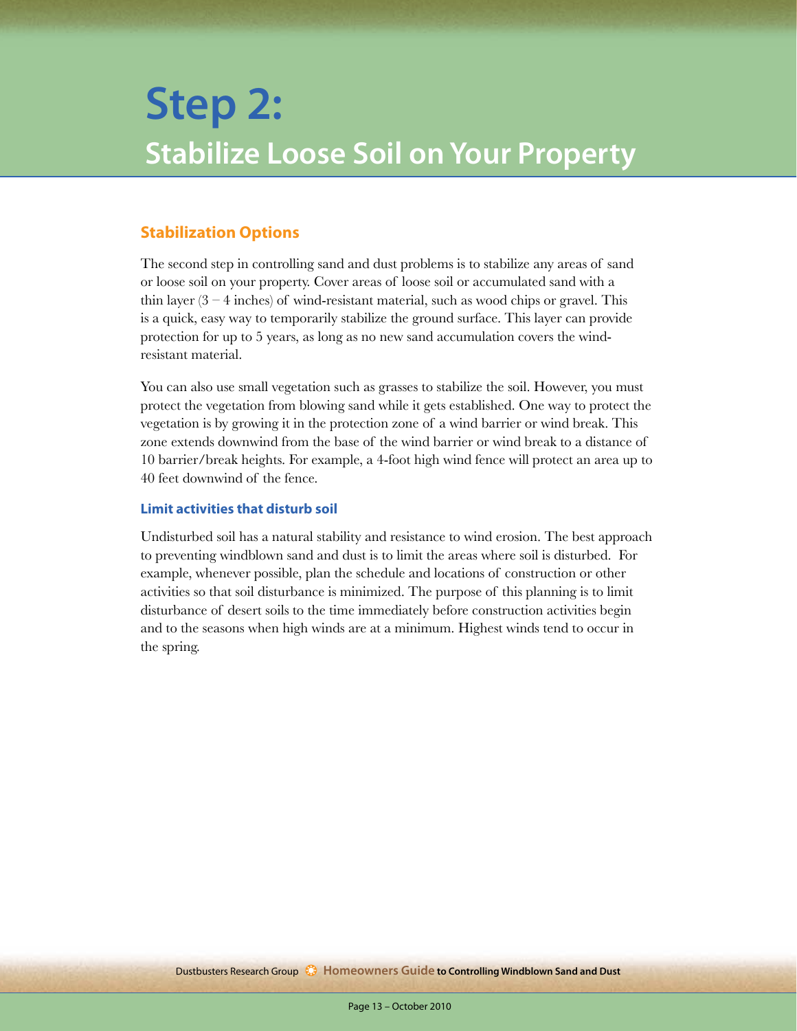# Step 2:
## Stabilize Loose Soil on Your Property

### Stabilization Options

The second step in controlling sand and dust problems is to stabilize any areas of sand or loose soil on your property. Cover areas of loose soil or accumulated sand with a thin layer (3 – 4 inches) of wind-resistant material, such as wood chips or gravel. This is a quick, easy way to temporarily stabilize the ground surface. This layer can provide protection for up to 5 years, as long as no new sand accumulation covers the wind-resistant material.

You can also use small vegetation such as grasses to stabilize the soil. However, you must protect the vegetation from blowing sand while it gets established. One way to protect the vegetation is by growing it in the protection zone of a wind barrier or wind break. This zone extends downwind from the base of the wind barrier or wind break to a distance of 10 barrier/break heights. For example, a 4-foot high wind fence will protect an area up to 40 feet downwind of the fence.

#### Limit activities that disturb soil

Undisturbed soil has a natural stability and resistance to wind erosion. The best approach to preventing windblown sand and dust is to limit the areas where soil is disturbed. For example, whenever possible, plan the schedule and locations of construction or other activities so that soil disturbance is minimized. The purpose of this planning is to limit disturbance of desert soils to the time immediately before construction activities begin and to the seasons when high winds are at a minimum. Highest winds tend to occur in the spring.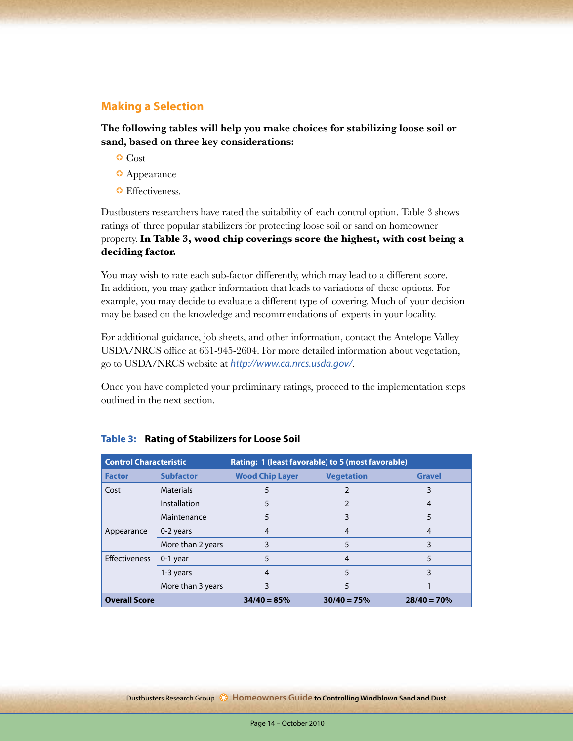## Making a Selection

**The following tables will help you make choices for stabilizing loose soil or sand, based on three key considerations:**

- Cost
- Appearance
- Effectiveness.

Dustbusters researchers have rated the suitability of each control option. Table 3 shows ratings of three popular stabilizers for protecting loose soil or sand on homeowner property. **In Table 3, wood chip coverings score the highest, with cost being a deciding factor.**

You may wish to rate each sub-factor differently, which may lead to a different score. In addition, you may gather information that leads to variations of these options. For example, you may decide to evaluate a different type of covering. Much of your decision may be based on the knowledge and recommendations of experts in your locality.

For additional guidance, job sheets, and other information, contact the Antelope Valley USDA/NRCS office at 661-945-2604. For more detailed information about vegetation, go to USDA/NRCS website at *http://www.ca.nrcs.usda.gov/*.

Once you have completed your preliminary ratings, proceed to the implementation steps outlined in the next section.

**Table 3: Rating of Stabilizers for Loose Soil**

| Control Characteristic | | Rating: 1 (least favorable) to 5 (most favorable) | | |
|---|---|---|---|---|
| **Factor** | **Subfactor** | **Wood Chip Layer** | **Vegetation** | **Gravel** |
| Cost | Materials | 5 | 2 | 3 |
| | Installation | 5 | 2 | 4 |
| | Maintenance | 5 | 3 | 5 |
| Appearance | 0-2 years | 4 | 4 | 4 |
| | More than 2 years | 3 | 5 | 3 |
| Effectiveness | 0-1 year | 5 | 4 | 5 |
| | 1-3 years | 4 | 5 | 3 |
| | More than 3 years | 3 | 5 | 1 |
| **Overall Score** | | **34/40 = 85%** | **30/40 = 75%** | **28/40 = 70%** |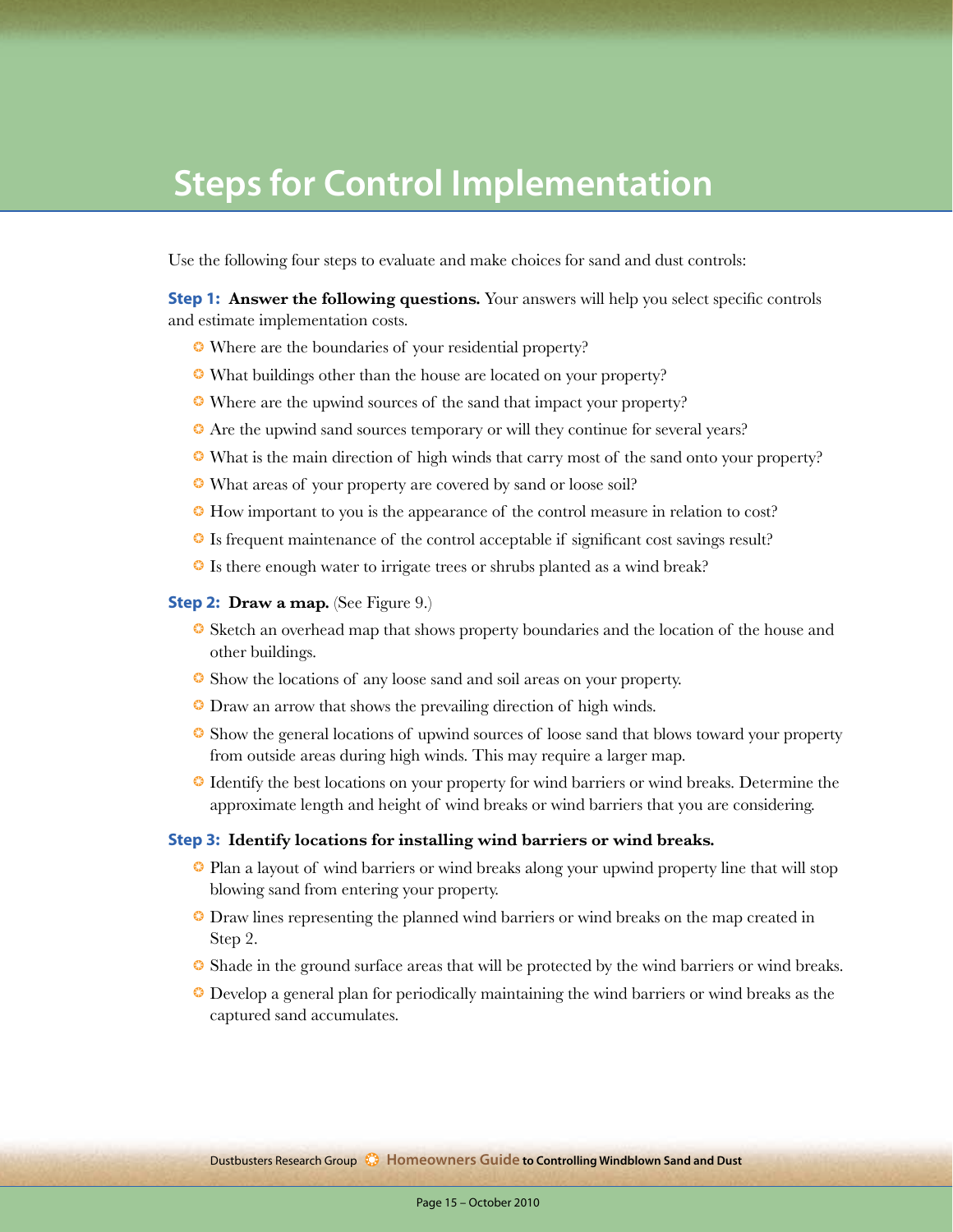# Steps for Control Implementation

Use the following four steps to evaluate and make choices for sand and dust controls:

**Step 1: Answer the following questions.** Your answers will help you select specific controls and estimate implementation costs.

- Where are the boundaries of your residential property?
- What buildings other than the house are located on your property?
- Where are the upwind sources of the sand that impact your property?
- Are the upwind sand sources temporary or will they continue for several years?
- What is the main direction of high winds that carry most of the sand onto your property?
- What areas of your property are covered by sand or loose soil?
- How important to you is the appearance of the control measure in relation to cost?
- Is frequent maintenance of the control acceptable if significant cost savings result?
- Is there enough water to irrigate trees or shrubs planted as a wind break?

**Step 2: Draw a map.** (See Figure 9.)

- Sketch an overhead map that shows property boundaries and the location of the house and other buildings.
- Show the locations of any loose sand and soil areas on your property.
- Draw an arrow that shows the prevailing direction of high winds.
- Show the general locations of upwind sources of loose sand that blows toward your property from outside areas during high winds. This may require a larger map.
- Identify the best locations on your property for wind barriers or wind breaks. Determine the approximate length and height of wind breaks or wind barriers that you are considering.

**Step 3: Identify locations for installing wind barriers or wind breaks.**

- Plan a layout of wind barriers or wind breaks along your upwind property line that will stop blowing sand from entering your property.
- Draw lines representing the planned wind barriers or wind breaks on the map created in Step 2.
- Shade in the ground surface areas that will be protected by the wind barriers or wind breaks.
- Develop a general plan for periodically maintaining the wind barriers or wind breaks as the captured sand accumulates.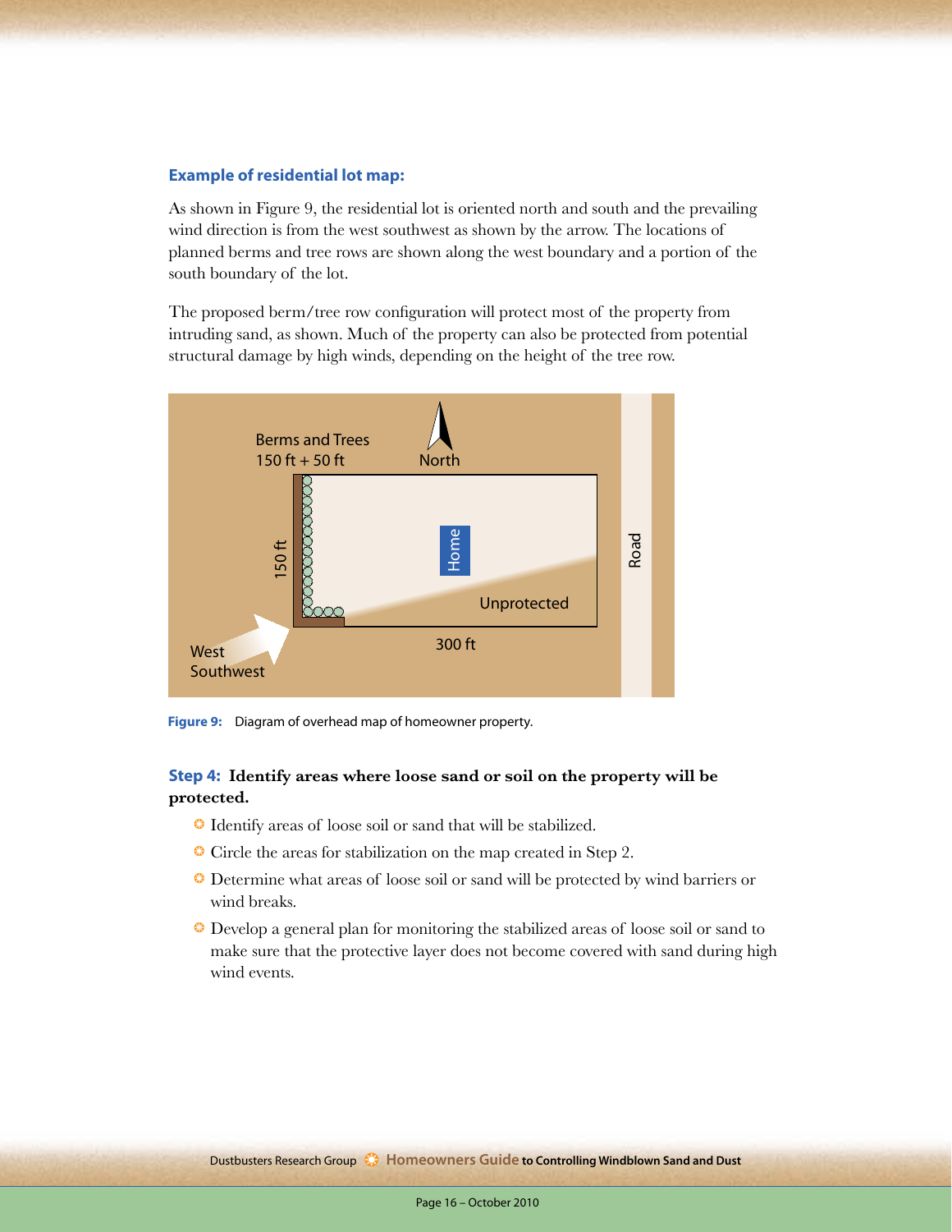### Example of residential lot map:

As shown in Figure 9, the residential lot is oriented north and south and the prevailing wind direction is from the west southwest as shown by the arrow. The locations of planned berms and tree rows are shown along the west boundary and a portion of the south boundary of the lot.

The proposed berm/tree row configuration will protect most of the property from intruding sand, as shown. Much of the property can also be protected from potential structural damage by high winds, depending on the height of the tree row.

Berms and Trees
150 ft + 50 ft

North

150 ft

Home

Unprotected

Road

West
Southwest

300 ft

**Figure 9:** Diagram of overhead map of homeowner property.

### Step 4: Identify areas where loose sand or soil on the property will be protected.

- Identify areas of loose soil or sand that will be stabilized.
- Circle the areas for stabilization on the map created in Step 2.
- Determine what areas of loose soil or sand will be protected by wind barriers or wind breaks.
- Develop a general plan for monitoring the stabilized areas of loose soil or sand to make sure that the protective layer does not become covered with sand during high wind events.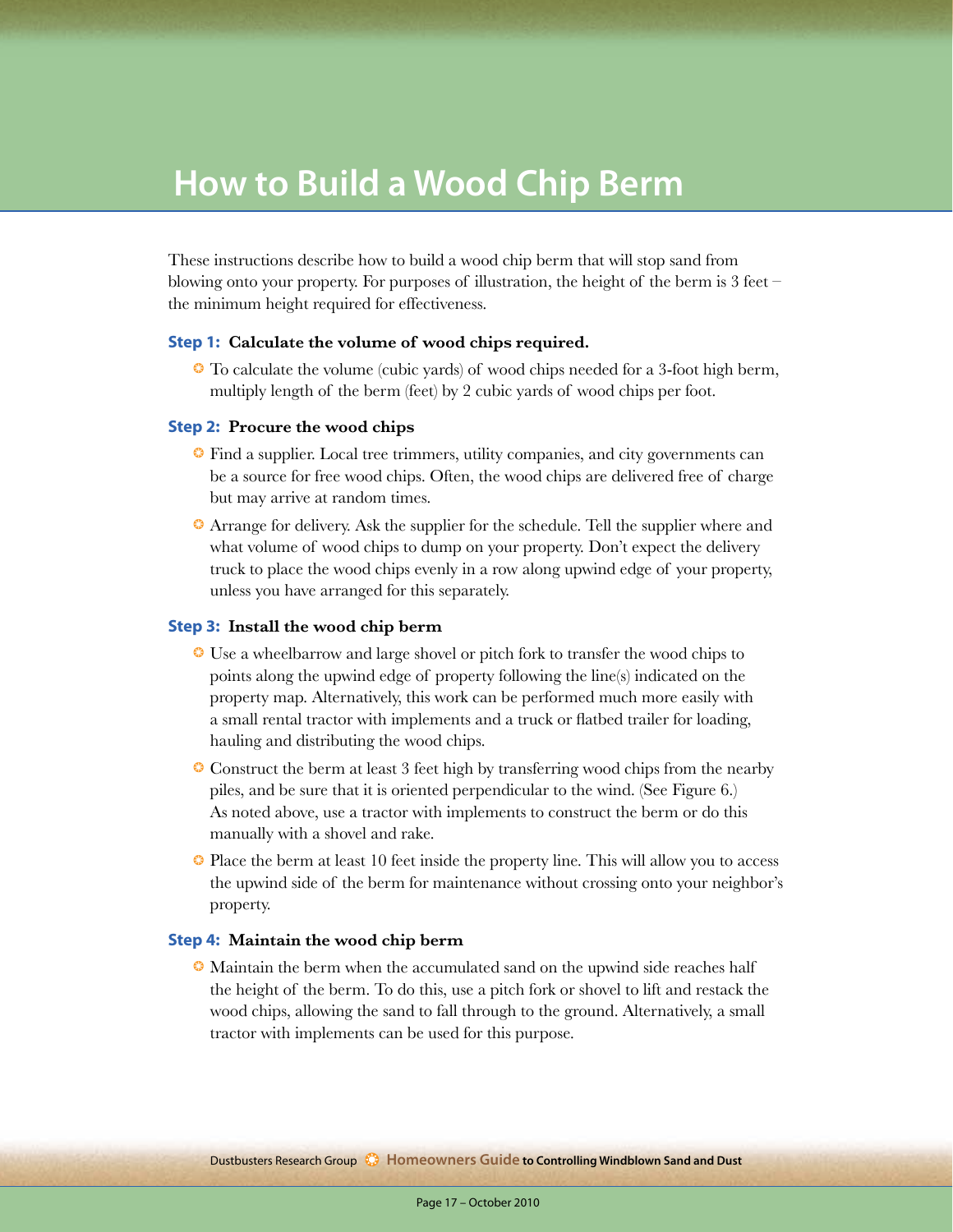# How to Build a Wood Chip Berm

These instructions describe how to build a wood chip berm that will stop sand from blowing onto your property. For purposes of illustration, the height of the berm is 3 feet – the minimum height required for effectiveness.

### Step 1: Calculate the volume of wood chips required.

- To calculate the volume (cubic yards) of wood chips needed for a 3-foot high berm, multiply length of the berm (feet) by 2 cubic yards of wood chips per foot.

### Step 2: Procure the wood chips

- Find a supplier. Local tree trimmers, utility companies, and city governments can be a source for free wood chips. Often, the wood chips are delivered free of charge but may arrive at random times.
- Arrange for delivery. Ask the supplier for the schedule. Tell the supplier where and what volume of wood chips to dump on your property. Don't expect the delivery truck to place the wood chips evenly in a row along upwind edge of your property, unless you have arranged for this separately.

### Step 3: Install the wood chip berm

- Use a wheelbarrow and large shovel or pitch fork to transfer the wood chips to points along the upwind edge of property following the line(s) indicated on the property map. Alternatively, this work can be performed much more easily with a small rental tractor with implements and a truck or flatbed trailer for loading, hauling and distributing the wood chips.
- Construct the berm at least 3 feet high by transferring wood chips from the nearby piles, and be sure that it is oriented perpendicular to the wind. (See Figure 6.) As noted above, use a tractor with implements to construct the berm or do this manually with a shovel and rake.
- Place the berm at least 10 feet inside the property line. This will allow you to access the upwind side of the berm for maintenance without crossing onto your neighbor's property.

### Step 4: Maintain the wood chip berm

- Maintain the berm when the accumulated sand on the upwind side reaches half the height of the berm. To do this, use a pitch fork or shovel to lift and restack the wood chips, allowing the sand to fall through to the ground. Alternatively, a small tractor with implements can be used for this purpose.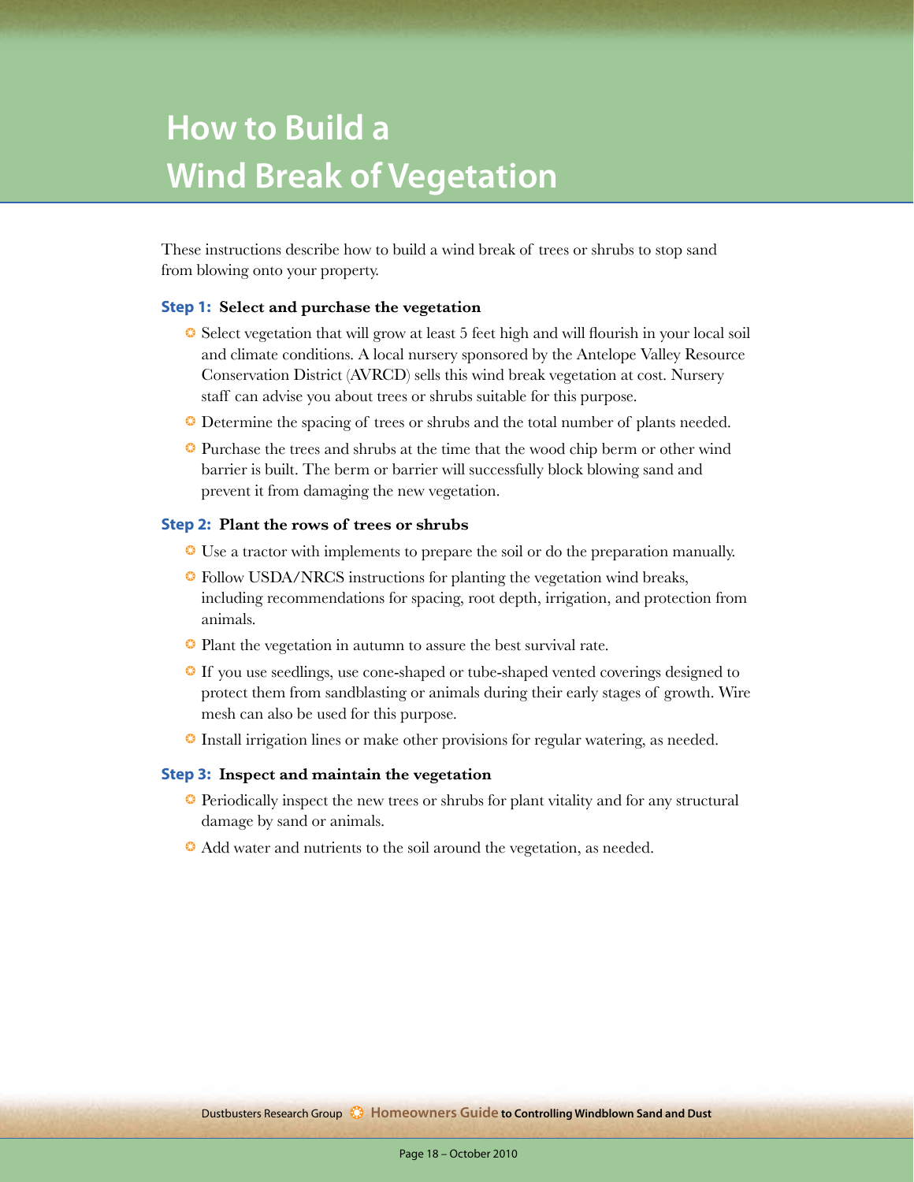# How to Build a Wind Break of Vegetation

These instructions describe how to build a wind break of trees or shrubs to stop sand from blowing onto your property.

### Step 1: Select and purchase the vegetation

- Select vegetation that will grow at least 5 feet high and will flourish in your local soil and climate conditions. A local nursery sponsored by the Antelope Valley Resource Conservation District (AVRCD) sells this wind break vegetation at cost. Nursery staff can advise you about trees or shrubs suitable for this purpose.
- Determine the spacing of trees or shrubs and the total number of plants needed.
- Purchase the trees and shrubs at the time that the wood chip berm or other wind barrier is built. The berm or barrier will successfully block blowing sand and prevent it from damaging the new vegetation.

### Step 2: Plant the rows of trees or shrubs

- Use a tractor with implements to prepare the soil or do the preparation manually.
- Follow USDA/NRCS instructions for planting the vegetation wind breaks, including recommendations for spacing, root depth, irrigation, and protection from animals.
- Plant the vegetation in autumn to assure the best survival rate.
- If you use seedlings, use cone-shaped or tube-shaped vented coverings designed to protect them from sandblasting or animals during their early stages of growth. Wire mesh can also be used for this purpose.
- Install irrigation lines or make other provisions for regular watering, as needed.

### Step 3: Inspect and maintain the vegetation

- Periodically inspect the new trees or shrubs for plant vitality and for any structural damage by sand or animals.
- Add water and nutrients to the soil around the vegetation, as needed.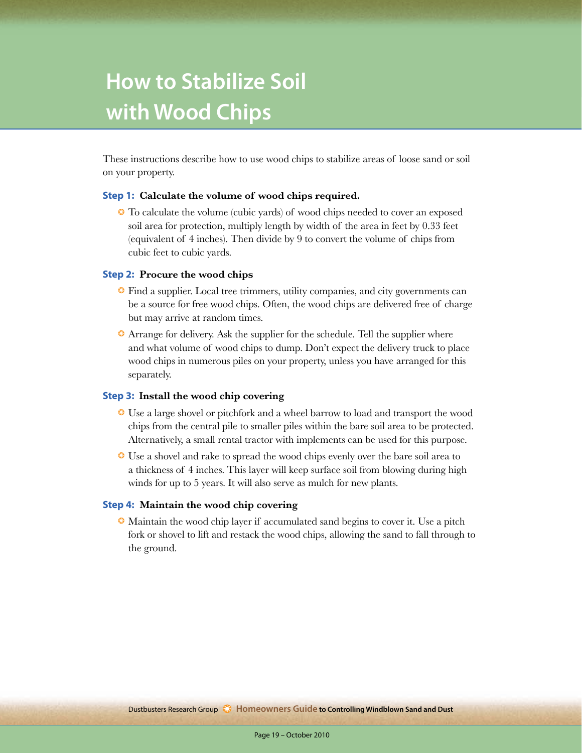# How to Stabilize Soil with Wood Chips

These instructions describe how to use wood chips to stabilize areas of loose sand or soil on your property.

**Step 1: Calculate the volume of wood chips required.**

- To calculate the volume (cubic yards) of wood chips needed to cover an exposed soil area for protection, multiply length by width of the area in feet by 0.33 feet (equivalent of 4 inches). Then divide by 9 to convert the volume of chips from cubic feet to cubic yards.

**Step 2: Procure the wood chips**

- Find a supplier. Local tree trimmers, utility companies, and city governments can be a source for free wood chips. Often, the wood chips are delivered free of charge but may arrive at random times.
- Arrange for delivery. Ask the supplier for the schedule. Tell the supplier where and what volume of wood chips to dump. Don't expect the delivery truck to place wood chips in numerous piles on your property, unless you have arranged for this separately.

**Step 3: Install the wood chip covering**

- Use a large shovel or pitchfork and a wheel barrow to load and transport the wood chips from the central pile to smaller piles within the bare soil area to be protected. Alternatively, a small rental tractor with implements can be used for this purpose.
- Use a shovel and rake to spread the wood chips evenly over the bare soil area to a thickness of 4 inches. This layer will keep surface soil from blowing during high winds for up to 5 years. It will also serve as mulch for new plants.

**Step 4: Maintain the wood chip covering**

- Maintain the wood chip layer if accumulated sand begins to cover it. Use a pitch fork or shovel to lift and restack the wood chips, allowing the sand to fall through to the ground.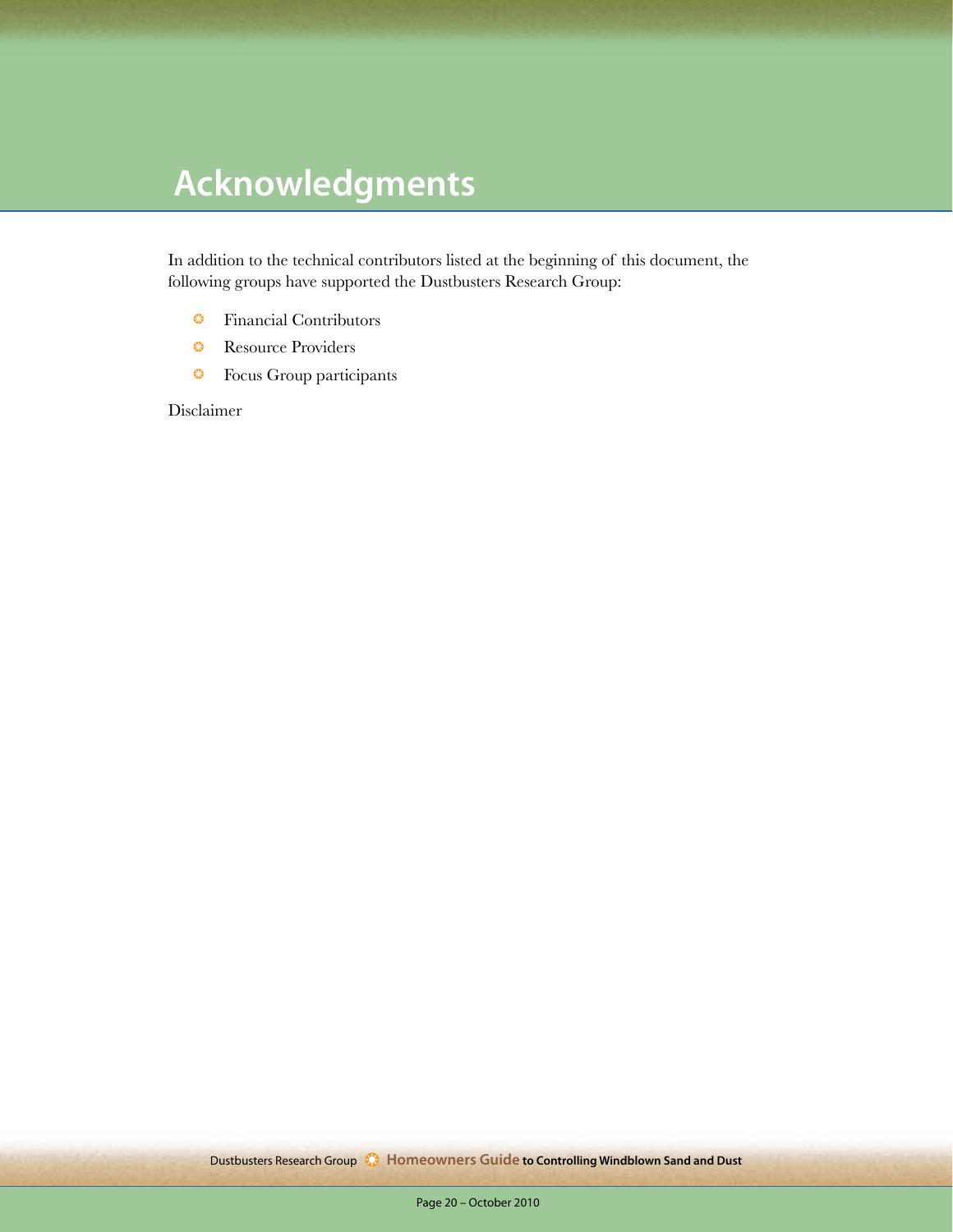# Acknowledgments

In addition to the technical contributors listed at the beginning of this document, the following groups have supported the Dustbusters Research Group:

- Financial Contributors
- Resource Providers
- Focus Group participants

Disclaimer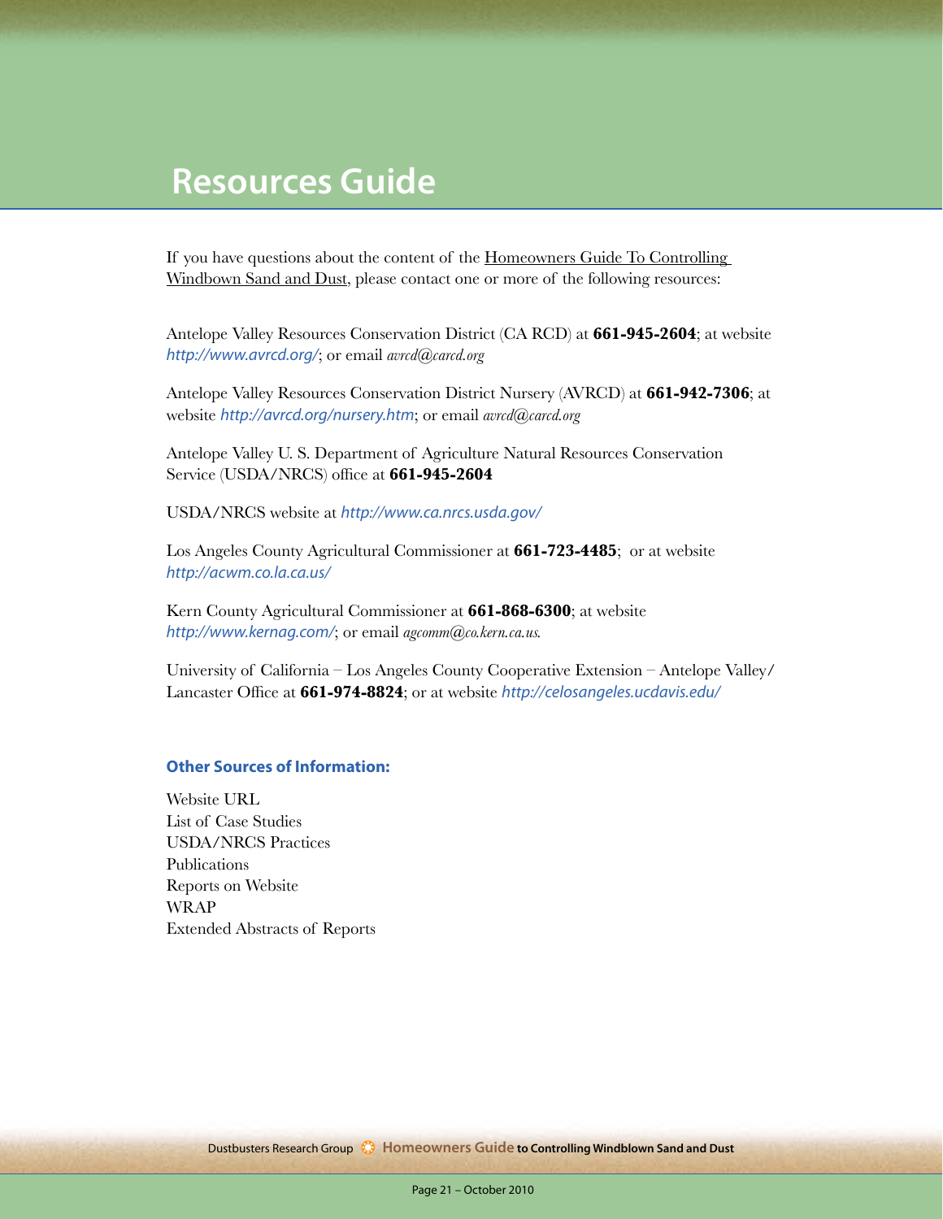# Resources Guide

If you have questions about the content of the Homeowners Guide To Controlling Windbown Sand and Dust, please contact one or more of the following resources:

Antelope Valley Resources Conservation District (CA RCD) at **661-945-2604**; at website *http://www.avrcd.org/*; or email *avrcd@carcd.org*

Antelope Valley Resources Conservation District Nursery (AVRCD) at **661-942-7306**; at website *http://avrcd.org/nursery.htm*; or email *avrcd@carcd.org*

Antelope Valley U. S. Department of Agriculture Natural Resources Conservation Service (USDA/NRCS) office at **661-945-2604**

USDA/NRCS website at *http://www.ca.nrcs.usda.gov/*

Los Angeles County Agricultural Commissioner at **661-723-4485**; or at website *http://acwm.co.la.ca.us/*

Kern County Agricultural Commissioner at **661-868-6300**; at website *http://www.kernag.com/*; or email *agcomm@co.kern.ca.us.*

University of California – Los Angeles County Cooperative Extension – Antelope Valley/ Lancaster Office at **661-974-8824**; or at website *http://celosangeles.ucdavis.edu/*

### Other Sources of Information:

Website URL
List of Case Studies
USDA/NRCS Practices
Publications
Reports on Website
WRAP
Extended Abstracts of Reports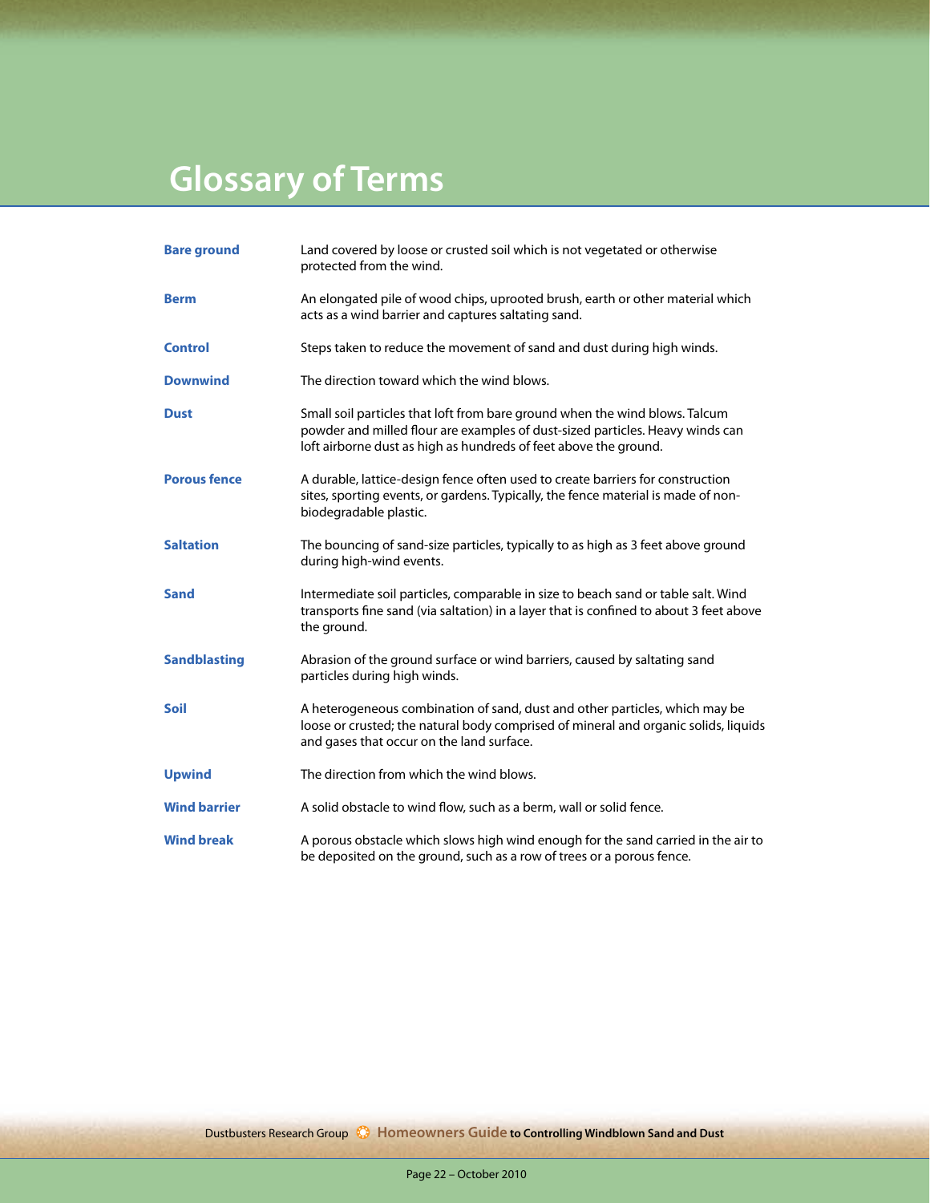# Glossary of Terms

**Bare ground** — Land covered by loose or crusted soil which is not vegetated or otherwise protected from the wind.

**Berm** — An elongated pile of wood chips, uprooted brush, earth or other material which acts as a wind barrier and captures saltating sand.

**Control** — Steps taken to reduce the movement of sand and dust during high winds.

**Downwind** — The direction toward which the wind blows.

**Dust** — Small soil particles that loft from bare ground when the wind blows. Talcum powder and milled flour are examples of dust-sized particles. Heavy winds can loft airborne dust as high as hundreds of feet above the ground.

**Porous fence** — A durable, lattice-design fence often used to create barriers for construction sites, sporting events, or gardens. Typically, the fence material is made of non-biodegradable plastic.

**Saltation** — The bouncing of sand-size particles, typically to as high as 3 feet above ground during high-wind events.

**Sand** — Intermediate soil particles, comparable in size to beach sand or table salt. Wind transports fine sand (via saltation) in a layer that is confined to about 3 feet above the ground.

**Sandblasting** — Abrasion of the ground surface or wind barriers, caused by saltating sand particles during high winds.

**Soil** — A heterogeneous combination of sand, dust and other particles, which may be loose or crusted; the natural body comprised of mineral and organic solids, liquids and gases that occur on the land surface.

**Upwind** — The direction from which the wind blows.

**Wind barrier** — A solid obstacle to wind flow, such as a berm, wall or solid fence.

**Wind break** — A porous obstacle which slows high wind enough for the sand carried in the air to be deposited on the ground, such as a row of trees or a porous fence.